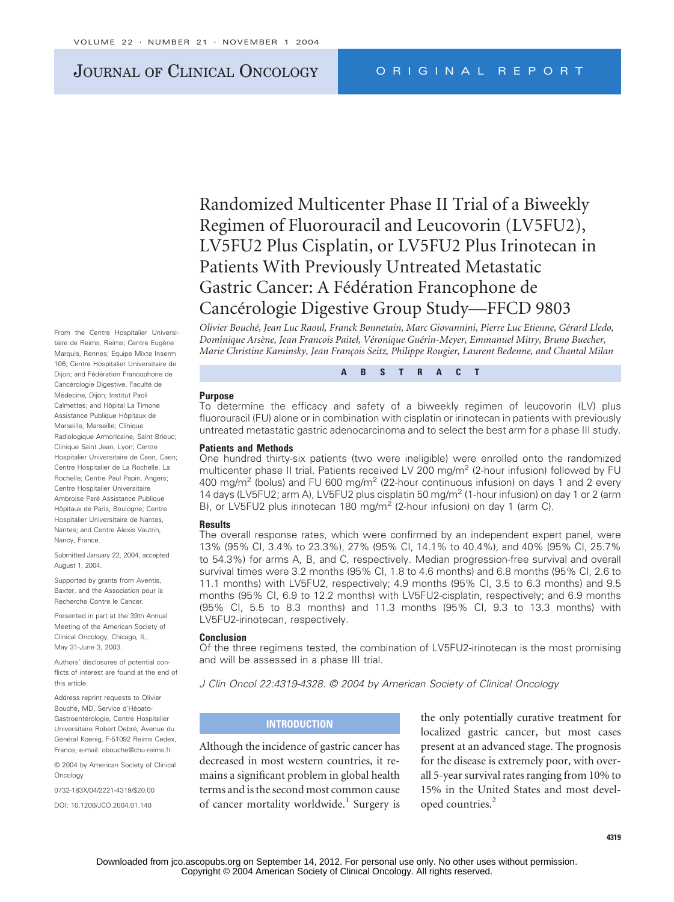# Randomized Multicenter Phase II Trial of a Biweekly Regimen of Fluorouracil and Leucovorin (LV5FU2), LV5FU2 Plus Cisplatin, or LV5FU2 Plus Irinotecan in Patients With Previously Untreated Metastatic Gastric Cancer: A Fédération Francophone de Cancérologie Digestive Group Study—FFCD 9803

*Olivier Bouché, Jean Luc Raoul, Franck Bonnetain, Marc Giovannini, Pierre Luc Etienne, Gérard Lledo, Dominique Arsène, Jean Francois Paitel, Véronique Guérin-Meyer, Emmanuel Mitry, Bruno Buecher, Marie Christine Kaminsky, Jean François Seitz, Philippe Rougier, Laurent Bedenne, and Chantal Milan*

From the Centre Hospitalier Universitaire de Reims, Reims; Centre Eugène Marquis, Rennes; Equipe Mixte Inserm 106; Centre Hospitalier Universitaire de Dijon; and Fédération Francophone de Cancérologie Digestive, Faculté de Médecine, Dijon; Institut Paoli Calmettes; and Hôpital La Timone Assistance Publique Hôpitaux de Marseille, Marseille; Clinique Radiologique Armoricaine, Saint Brieuc; Clinique Saint Jean, Lyon; Centre Hospitalier Universitaire de Caen, Caen; Centre Hospitalier de La Rochelle, La Rochelle; Centre Paul Papin, Angers; Centre Hospitalier Universitaire Ambroise Paré Assistance Publique Hôpitaux de Paris, Boulogne; Centre Hospitalier Universitaire de Nantes, Nantes; and Centre Alexis Vautrin, Nancy, France.

Submitted January 22, 2004; accepted August 1, 2004.

Supported by grants from Aventis, Baxter, and the Association pour la Recherche Contre le Cancer.

Presented in part at the 39th Annual Meeting of the American Society of Clinical Oncology, Chicago, IL, May 31-June 3, 2003.

Authors' disclosures of potential conflicts of interest are found at the end of this article.

Address reprint requests to Olivier Bouché, MD, Service d'Hépato-Gastroentérologie, Centre Hospitalier Universitaire Robert Debré, Avenue du Général Koenig, F-51092 Reims Cedex, France; e-mail: obouche@chu-reims.fr.

© 2004 by American Society of Clinical Oncology

0732-183X/04/2221-4319/$20.00

DOI: 10.1200/JCO.2004.01.140

## ABSTRACT

### Purpose

To determine the efficacy and safety of a biweekly regimen of leucovorin (LV) plus fluorouracil (FU) alone or in combination with cisplatin or irinotecan in patients with previously untreated metastatic gastric adenocarcinoma and to select the best arm for a phase III study.

### Patients and Methods

One hundred thirty-six patients (two were ineligible) were enrolled onto the randomized multicenter phase II trial. Patients received LV 200 mg/m$^2$ (2-hour infusion) followed by FU 400 mg/m$^2$ (bolus) and FU 600 mg/m$^2$ (22-hour continuous infusion) on days 1 and 2 every 14 days (LV5FU2; arm A), LV5FU2 plus cisplatin 50 mg/m$^2$ (1-hour infusion) on day 1 or 2 (arm B), or LV5FU2 plus irinotecan 180 mg/m$^2$ (2-hour infusion) on day 1 (arm C).

### Results

The overall response rates, which were confirmed by an independent expert panel, were 13% (95% CI, 3.4% to 23.3%), 27% (95% CI, 14.1% to 40.4%), and 40% (95% CI, 25.7% to 54.3%) for arms A, B, and C, respectively. Median progression-free survival and overall survival times were 3.2 months (95% CI, 1.8 to 4.6 months) and 6.8 months (95% CI, 2.6 to 11.1 months) with LV5FU2, respectively; 4.9 months (95% CI, 3.5 to 6.3 months) and 9.5 months (95% CI, 6.9 to 12.2 months) with LV5FU2-cisplatin, respectively; and 6.9 months (95% CI, 5.5 to 8.3 months) and 11.3 months (95% CI, 9.3 to 13.3 months) with LV5FU2-irinotecan, respectively.

### Conclusion

Of the three regimens tested, the combination of LV5FU2-irinotecan is the most promising and will be assessed in a phase III trial.

*J Clin Oncol 22:4319-4328. © 2004 by American Society of Clinical Oncology*

## INTRODUCTION

Although the incidence of gastric cancer has decreased in most western countries, it remains a significant problem in global health terms and is the second most common cause of cancer mortality worldwide.[1] Surgery is the only potentially curative treatment for localized gastric cancer, but most cases present at an advanced stage. The prognosis for the disease is extremely poor, with overall 5-year survival rates ranging from 10% to 15% in the United States and most developed countries.[2]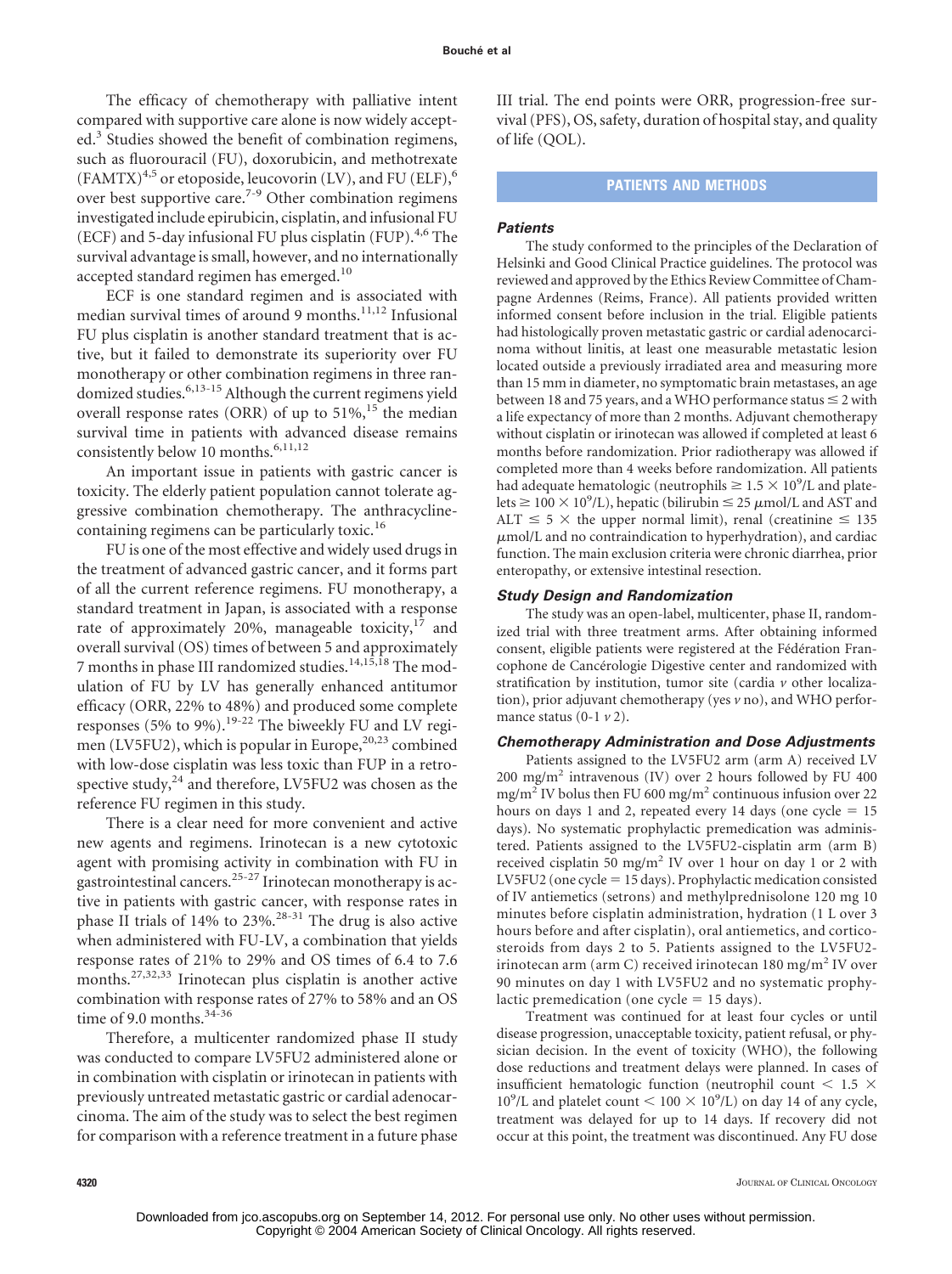The efficacy of chemotherapy with palliative intent compared with supportive care alone is now widely accepted.[3] Studies showed the benefit of combination regimens, such as fluorouracil (FU), doxorubicin, and methotrexate (FAMTX)[4,5] or etoposide, leucovorin (LV), and FU (ELF),[6] over best supportive care.[7-9] Other combination regimens investigated include epirubicin, cisplatin, and infusional FU (ECF) and 5-day infusional FU plus cisplatin (FUP).[4,6] The survival advantage is small, however, and no internationally accepted standard regimen has emerged.[10]

ECF is one standard regimen and is associated with median survival times of around 9 months.[11,12] Infusional FU plus cisplatin is another standard treatment that is active, but it failed to demonstrate its superiority over FU monotherapy or other combination regimens in three randomized studies.[6,13-15] Although the current regimens yield overall response rates (ORR) of up to 51%,[15] the median survival time in patients with advanced disease remains consistently below 10 months.[6,11,12]

An important issue in patients with gastric cancer is toxicity. The elderly patient population cannot tolerate aggressive combination chemotherapy. The anthracycline-containing regimens can be particularly toxic.[16]

FU is one of the most effective and widely used drugs in the treatment of advanced gastric cancer, and it forms part of all the current reference regimens. FU monotherapy, a standard treatment in Japan, is associated with a response rate of approximately 20%, manageable toxicity,[17] and overall survival (OS) times of between 5 and approximately 7 months in phase III randomized studies.[14,15,18] The modulation of FU by LV has generally enhanced antitumor efficacy (ORR, 22% to 48%) and produced some complete responses (5% to 9%).[19-22] The biweekly FU and LV regimen (LV5FU2), which is popular in Europe,[20,23] combined with low-dose cisplatin was less toxic than FUP in a retrospective study,[24] and therefore, LV5FU2 was chosen as the reference FU regimen in this study.

There is a clear need for more convenient and active new agents and regimens. Irinotecan is a new cytotoxic agent with promising activity in combination with FU in gastrointestinal cancers.[25-27] Irinotecan monotherapy is active in patients with gastric cancer, with response rates in phase II trials of 14% to 23%.[28-31] The drug is also active when administered with FU-LV, a combination that yields response rates of 21% to 29% and OS times of 6.4 to 7.6 months.[27,32,33] Irinotecan plus cisplatin is another active combination with response rates of 27% to 58% and an OS time of 9.0 months.[34-36]

Therefore, a multicenter randomized phase II study was conducted to compare LV5FU2 administered alone or in combination with cisplatin or irinotecan in patients with previously untreated metastatic gastric or cardial adenocarcinoma. The aim of the study was to select the best regimen for comparison with a reference treatment in a future phase III trial. The end points were ORR, progression-free survival (PFS), OS, safety, duration of hospital stay, and quality of life (QOL).

## PATIENTS AND METHODS

### Patients

The study conformed to the principles of the Declaration of Helsinki and Good Clinical Practice guidelines. The protocol was reviewed and approved by the Ethics Review Committee of Champagne Ardennes (Reims, France). All patients provided written informed consent before inclusion in the trial. Eligible patients had histologically proven metastatic gastric or cardial adenocarcinoma without linitis, at least one measurable metastatic lesion located outside a previously irradiated area and measuring more than 15 mm in diameter, no symptomatic brain metastases, an age between 18 and 75 years, and a WHO performance status $\leq 2$ with a life expectancy of more than 2 months. Adjuvant chemotherapy without cisplatin or irinotecan was allowed if completed at least 6 months before randomization. Prior radiotherapy was allowed if completed more than 4 weeks before randomization. All patients had adequate hematologic (neutrophils $\geq 1.5 \times 10^9$/L and platelets $\geq 100 \times 10^9$/L), hepatic (bilirubin $\leq 25$ $\mu$mol/L and AST and ALT $\leq 5 \times$ the upper normal limit), renal (creatinine $\leq 135$ $\mu$mol/L and no contraindication to hyperhydration), and cardiac function. The main exclusion criteria were chronic diarrhea, prior enteropathy, or extensive intestinal resection.

### Study Design and Randomization

The study was an open-label, multicenter, phase II, randomized trial with three treatment arms. After obtaining informed consent, eligible patients were registered at the Fédération Francophone de Cancérologie Digestive center and randomized with stratification by institution, tumor site (cardia *v* other localization), prior adjuvant chemotherapy (yes *v* no), and WHO performance status (0-1 *v* 2).

### Chemotherapy Administration and Dose Adjustments

Patients assigned to the LV5FU2 arm (arm A) received LV 200 mg/m$^2$ intravenous (IV) over 2 hours followed by FU 400 mg/m$^2$ IV bolus then FU 600 mg/m$^2$ continuous infusion over 22 hours on days 1 and 2, repeated every 14 days (one cycle = 15 days). No systematic prophylactic premedication was administered. Patients assigned to the LV5FU2-cisplatin arm (arm B) received cisplatin 50 mg/m$^2$ IV over 1 hour on day 1 or 2 with LV5FU2 (one cycle = 15 days). Prophylactic medication consisted of IV antiemetics (setrons) and methylprednisolone 120 mg 10 minutes before cisplatin administration, hydration (1 L over 3 hours before and after cisplatin), oral antiemetics, and corticosteroids from days 2 to 5. Patients assigned to the LV5FU2-irinotecan arm (arm C) received irinotecan 180 mg/m$^2$ IV over 90 minutes on day 1 with LV5FU2 and no systematic prophylactic premedication (one cycle = 15 days).

Treatment was continued for at least four cycles or until disease progression, unacceptable toxicity, patient refusal, or physician decision. In the event of toxicity (WHO), the following dose reductions and treatment delays were planned. In cases of insufficient hematologic function (neutrophil count $< 1.5 \times 10^9$/L and platelet count $< 100 \times 10^9$/L) on day 14 of any cycle, treatment was delayed for up to 14 days. If recovery did not occur at this point, the treatment was discontinued. Any FU dose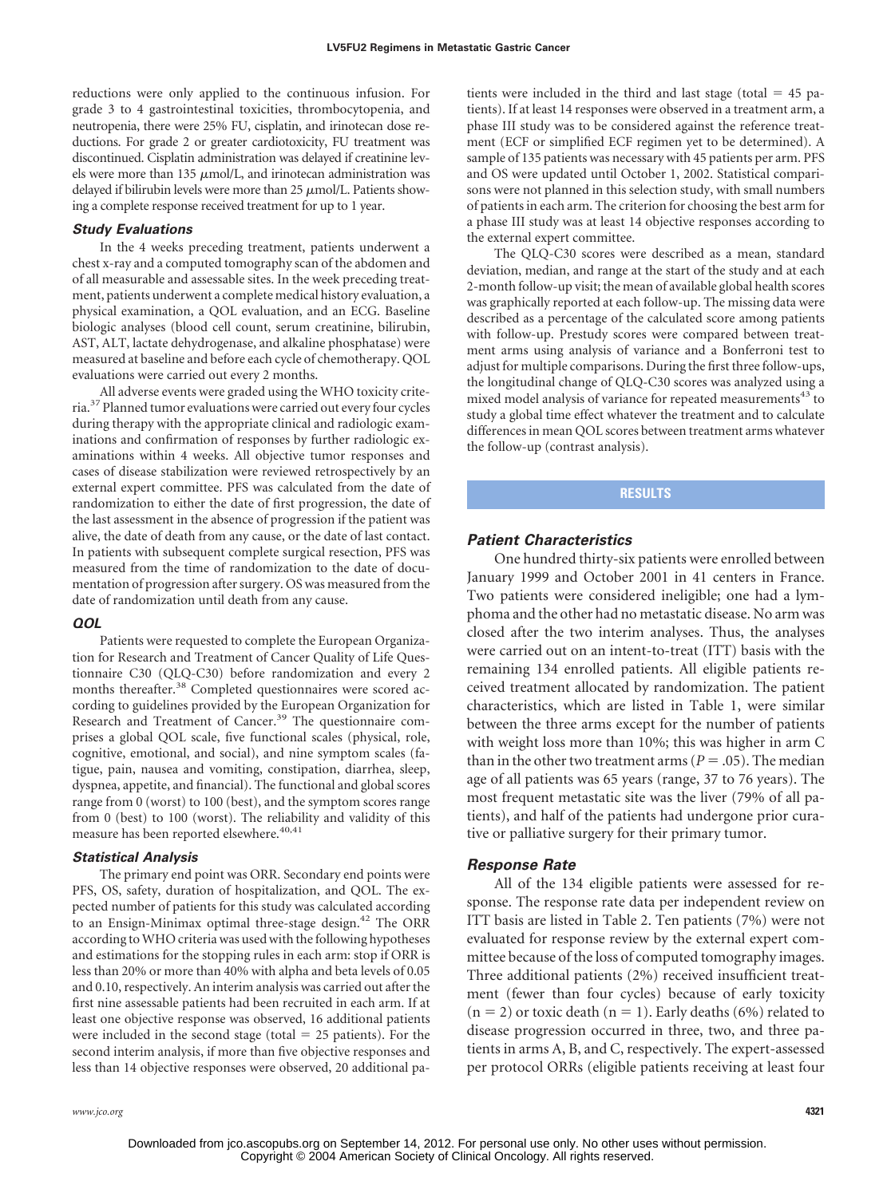reductions were only applied to the continuous infusion. For grade 3 to 4 gastrointestinal toxicities, thrombocytopenia, and neutropenia, there were 25% FU, cisplatin, and irinotecan dose reductions. For grade 2 or greater cardiotoxicity, FU treatment was discontinued. Cisplatin administration was delayed if creatinine levels were more than 135 μmol/L, and irinotecan administration was delayed if bilirubin levels were more than 25 μmol/L. Patients showing a complete response received treatment for up to 1 year.

### *Study Evaluations*

In the 4 weeks preceding treatment, patients underwent a chest x-ray and a computed tomography scan of the abdomen and of all measurable and assessable sites. In the week preceding treatment, patients underwent a complete medical history evaluation, a physical examination, a QOL evaluation, and an ECG. Baseline biologic analyses (blood cell count, serum creatinine, bilirubin, AST, ALT, lactate dehydrogenase, and alkaline phosphatase) were measured at baseline and before each cycle of chemotherapy. QOL evaluations were carried out every 2 months.

All adverse events were graded using the WHO toxicity criteria.[37] Planned tumor evaluations were carried out every four cycles during therapy with the appropriate clinical and radiologic examinations and confirmation of responses by further radiologic examinations within 4 weeks. All objective tumor responses and cases of disease stabilization were reviewed retrospectively by an external expert committee. PFS was calculated from the date of randomization to either the date of first progression, the date of the last assessment in the absence of progression if the patient was alive, the date of death from any cause, or the date of last contact. In patients with subsequent complete surgical resection, PFS was measured from the time of randomization to the date of documentation of progression after surgery. OS was measured from the date of randomization until death from any cause.

### *QOL*

Patients were requested to complete the European Organization for Research and Treatment of Cancer Quality of Life Questionnaire C30 (QLQ-C30) before randomization and every 2 months thereafter.[38] Completed questionnaires were scored according to guidelines provided by the European Organization for Research and Treatment of Cancer.[39] The questionnaire comprises a global QOL scale, five functional scales (physical, role, cognitive, emotional, and social), and nine symptom scales (fatigue, pain, nausea and vomiting, constipation, diarrhea, sleep, dyspnea, appetite, and financial). The functional and global scores range from 0 (worst) to 100 (best), and the symptom scores range from 0 (best) to 100 (worst). The reliability and validity of this measure has been reported elsewhere.[40,41]

### *Statistical Analysis*

The primary end point was ORR. Secondary end points were PFS, OS, safety, duration of hospitalization, and QOL. The expected number of patients for this study was calculated according to an Ensign-Minimax optimal three-stage design.[42] The ORR according to WHO criteria was used with the following hypotheses and estimations for the stopping rules in each arm: stop if ORR is less than 20% or more than 40% with alpha and beta levels of 0.05 and 0.10, respectively. An interim analysis was carried out after the first nine assessable patients had been recruited in each arm. If at least one objective response was observed, 16 additional patients were included in the second stage (total = 25 patients). For the second interim analysis, if more than five objective responses and less than 14 objective responses were observed, 20 additional patients were included in the third and last stage (total = 45 patients). If at least 14 responses were observed in a treatment arm, a phase III study was to be considered against the reference treatment (ECF or simplified ECF regimen yet to be determined). A sample of 135 patients was necessary with 45 patients per arm. PFS and OS were updated until October 1, 2002. Statistical comparisons were not planned in this selection study, with small numbers of patients in each arm. The criterion for choosing the best arm for a phase III study was at least 14 objective responses according to the external expert committee.

The QLQ-C30 scores were described as a mean, standard deviation, median, and range at the start of the study and at each 2-month follow-up visit; the mean of available global health scores was graphically reported at each follow-up. The missing data were described as a percentage of the calculated score among patients with follow-up. Prestudy scores were compared between treatment arms using analysis of variance and a Bonferroni test to adjust for multiple comparisons. During the first three follow-ups, the longitudinal change of QLQ-C30 scores was analyzed using a mixed model analysis of variance for repeated measurements[43] to study a global time effect whatever the treatment and to calculate differences in mean QOL scores between treatment arms whatever the follow-up (contrast analysis).

## RESULTS

### *Patient Characteristics*

One hundred thirty-six patients were enrolled between January 1999 and October 2001 in 41 centers in France. Two patients were considered ineligible; one had a lymphoma and the other had no metastatic disease. No arm was closed after the two interim analyses. Thus, the analyses were carried out on an intent-to-treat (ITT) basis with the remaining 134 enrolled patients. All eligible patients received treatment allocated by randomization. The patient characteristics, which are listed in Table 1, were similar between the three arms except for the number of patients with weight loss more than 10%; this was higher in arm C than in the other two treatment arms ($P = .05$). The median age of all patients was 65 years (range, 37 to 76 years). The most frequent metastatic site was the liver (79% of all patients), and half of the patients had undergone prior curative or palliative surgery for their primary tumor.

### *Response Rate*

All of the 134 eligible patients were assessed for response. The response rate data per independent review on ITT basis are listed in Table 2. Ten patients (7%) were not evaluated for response review by the external expert committee because of the loss of computed tomography images. Three additional patients (2%) received insufficient treatment (fewer than four cycles) because of early toxicity (n = 2) or toxic death (n = 1). Early deaths (6%) related to disease progression occurred in three, two, and three patients in arms A, B, and C, respectively. The expert-assessed per protocol ORRs (eligible patients receiving at least four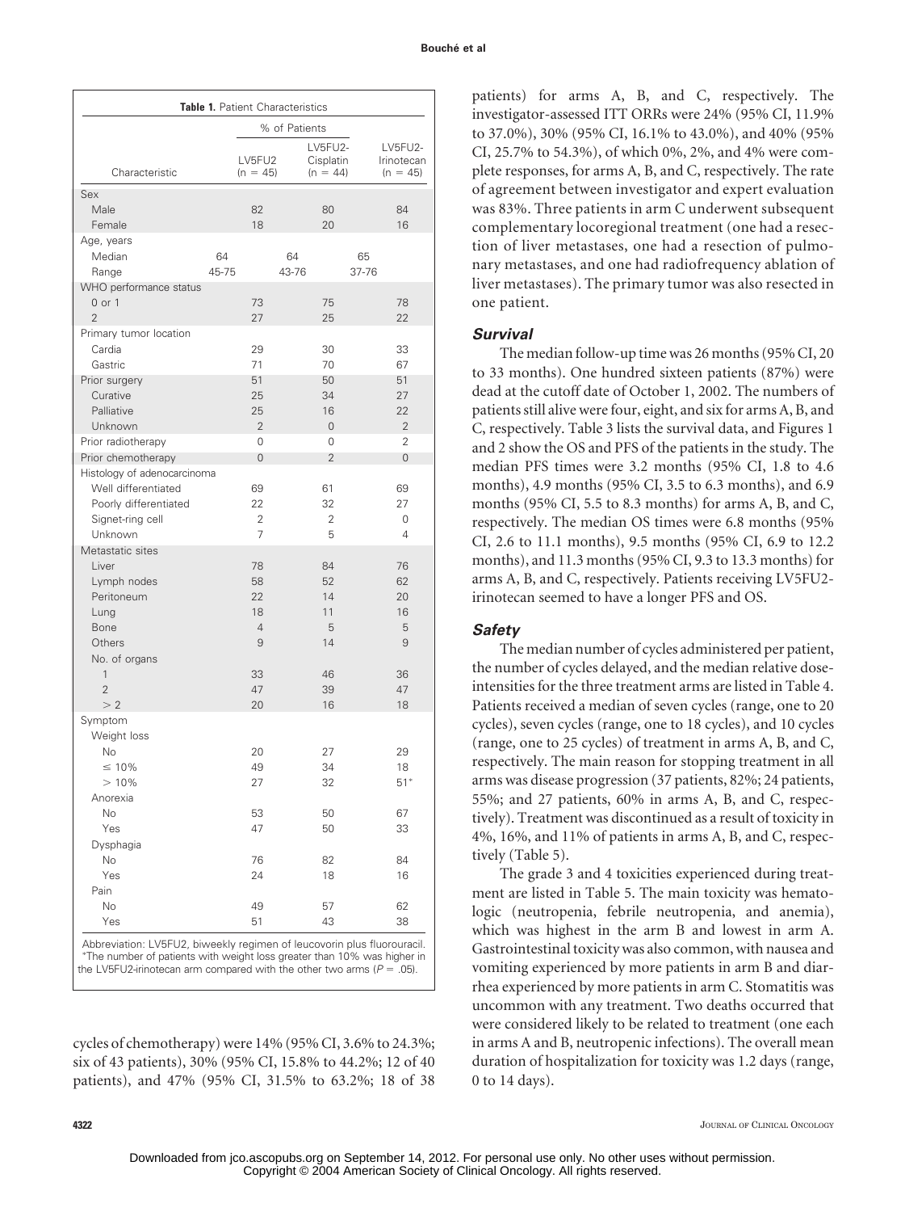**Table 1.** Patient Characteristics

| Characteristic | % of Patients | | |
|---|---|---|---|
| | LV5FU2 (n = 45) | LV5FU2-Cisplatin (n = 44) | LV5FU2-Irinotecan (n = 45) |
| Sex | | | |
| Male | 82 | 80 | 84 |
| Female | 18 | 20 | 16 |
| Age, years | | | |
| Median | 64 | 64 | 65 |
| Range | 45-75 | 43-76 | 37-76 |
| WHO performance status | | | |
| 0 or 1 | 73 | 75 | 78 |
| 2 | 27 | 25 | 22 |
| Primary tumor location | | | |
| Cardia | 29 | 30 | 33 |
| Gastric | 71 | 70 | 67 |
| Prior surgery | 51 | 50 | 51 |
| Curative | 25 | 34 | 27 |
| Palliative | 25 | 16 | 22 |
| Unknown | 2 | 0 | 2 |
| Prior radiotherapy | 0 | 0 | 2 |
| Prior chemotherapy | 0 | 2 | 0 |
| Histology of adenocarcinoma | | | |
| Well differentiated | 69 | 61 | 69 |
| Poorly differentiated | 22 | 32 | 27 |
| Signet-ring cell | 2 | 2 | 0 |
| Unknown | 7 | 5 | 4 |
| Metastatic sites | | | |
| Liver | 78 | 84 | 76 |
| Lymph nodes | 58 | 52 | 62 |
| Peritoneum | 22 | 14 | 20 |
| Lung | 18 | 11 | 16 |
| Bone | 4 | 5 | 5 |
| Others | 9 | 14 | 9 |
| No. of organs | | | |
| 1 | 33 | 46 | 36 |
| 2 | 47 | 39 | 47 |
| > 2 | 20 | 16 | 18 |
| Symptom | | | |
| Weight loss | | | |
| No | 20 | 27 | 29 |
| ≤ 10% | 49 | 34 | 18 |
| > 10% | 27 | 32 | 51* |
| Anorexia | | | |
| No | 53 | 50 | 67 |
| Yes | 47 | 50 | 33 |
| Dysphagia | | | |
| No | 76 | 82 | 84 |
| Yes | 24 | 18 | 16 |
| Pain | | | |
| No | 49 | 57 | 62 |
| Yes | 51 | 43 | 38 |

Abbreviation: LV5FU2, biweekly regimen of leucovorin plus fluorouracil.
*The number of patients with weight loss greater than 10% was higher in the LV5FU2-irinotecan arm compared with the other two arms ($P = .05$).

cycles of chemotherapy) were 14% (95% CI, 3.6% to 24.3%; six of 43 patients), 30% (95% CI, 15.8% to 44.2%; 12 of 40 patients), and 47% (95% CI, 31.5% to 63.2%; 18 of 38 patients) for arms A, B, and C, respectively. The investigator-assessed ITT ORRs were 24% (95% CI, 11.9% to 37.0%), 30% (95% CI, 16.1% to 43.0%), and 40% (95% CI, 25.7% to 54.3%), of which 0%, 2%, and 4% were complete responses, for arms A, B, and C, respectively. The rate of agreement between investigator and expert evaluation was 83%. Three patients in arm C underwent subsequent complementary locoregional treatment (one had a resection of liver metastases, one had a resection of pulmonary metastases, and one had radiofrequency ablation of liver metastases). The primary tumor was also resected in one patient.

### *Survival*

The median follow-up time was 26 months (95% CI, 20 to 33 months). One hundred sixteen patients (87%) were dead at the cutoff date of October 1, 2002. The numbers of patients still alive were four, eight, and six for arms A, B, and C, respectively. Table 3 lists the survival data, and Figures 1 and 2 show the OS and PFS of the patients in the study. The median PFS times were 3.2 months (95% CI, 1.8 to 4.6 months), 4.9 months (95% CI, 3.5 to 6.3 months), and 6.9 months (95% CI, 5.5 to 8.3 months) for arms A, B, and C, respectively. The median OS times were 6.8 months (95% CI, 2.6 to 11.1 months), 9.5 months (95% CI, 6.9 to 12.2 months), and 11.3 months (95% CI, 9.3 to 13.3 months) for arms A, B, and C, respectively. Patients receiving LV5FU2-irinotecan seemed to have a longer PFS and OS.

### *Safety*

The median number of cycles administered per patient, the number of cycles delayed, and the median relative dose-intensities for the three treatment arms are listed in Table 4. Patients received a median of seven cycles (range, one to 20 cycles), seven cycles (range, one to 18 cycles), and 10 cycles (range, one to 25 cycles) of treatment in arms A, B, and C, respectively. The main reason for stopping treatment in all arms was disease progression (37 patients, 82%; 24 patients, 55%; and 27 patients, 60% in arms A, B, and C, respectively). Treatment was discontinued as a result of toxicity in 4%, 16%, and 11% of patients in arms A, B, and C, respectively (Table 5).

The grade 3 and 4 toxicities experienced during treatment are listed in Table 5. The main toxicity was hematologic (neutropenia, febrile neutropenia, and anemia), which was highest in the arm B and lowest in arm A. Gastrointestinal toxicity was also common, with nausea and vomiting experienced by more patients in arm B and diarrhea experienced by more patients in arm C. Stomatitis was uncommon with any treatment. Two deaths occurred that were considered likely to be related to treatment (one each in arms A and B, neutropenic infections). The overall mean duration of hospitalization for toxicity was 1.2 days (range, 0 to 14 days).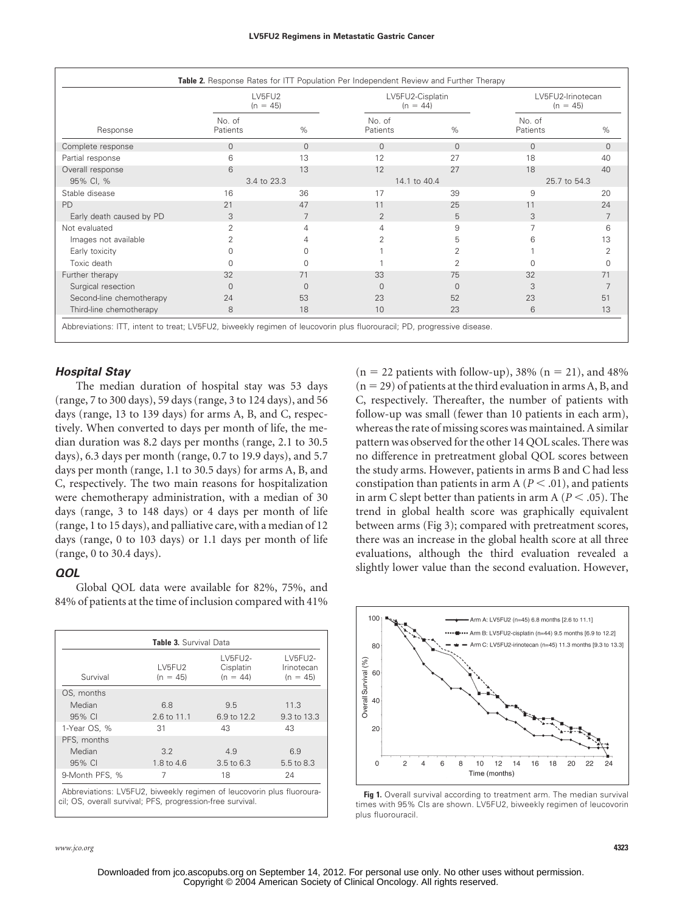**Table 2.** Response Rates for ITT Population Per Independent Review and Further Therapy

| Response | LV5FU2 (n = 45) | | LV5FU2-Cisplatin (n = 44) | | LV5FU2-Irinotecan (n = 45) | |
|---|---|---|---|---|---|---|
| | No. of Patients | % | No. of Patients | % | No. of Patients | % |
| Complete response | 0 | 0 | 0 | 0 | 0 | 0 |
| Partial response | 6 | 13 | 12 | 27 | 18 | 40 |
| Overall response | 6 | 13 | 12 | 27 | 18 | 40 |
| 95% CI, % | 3.4 to 23.3 | | 14.1 to 40.4 | | 25.7 to 54.3 | |
| Stable disease | 16 | 36 | 17 | 39 | 9 | 20 |
| PD | 21 | 47 | 11 | 25 | 11 | 24 |
| Early death caused by PD | 3 | 7 | 2 | 5 | 3 | 7 |
| Not evaluated | 2 | 4 | 4 | 9 | 7 | 6 |
| Images not available | 2 | 4 | 2 | 5 | 6 | 13 |
| Early toxicity | 0 | 0 | 1 | 2 | 1 | 2 |
| Toxic death | 0 | 0 | 1 | 2 | 0 | 0 |
| Further therapy | 32 | 71 | 33 | 75 | 32 | 71 |
| Surgical resection | 0 | 0 | 0 | 0 | 3 | 7 |
| Second-line chemotherapy | 24 | 53 | 23 | 52 | 23 | 51 |
| Third-line chemotherapy | 8 | 18 | 10 | 23 | 6 | 13 |

Abbreviations: ITT, intent to treat; LV5FU2, biweekly regimen of leucovorin plus fluorouracil; PD, progressive disease.

### Hospital Stay

The median duration of hospital stay was 53 days (range, 7 to 300 days), 59 days (range, 3 to 124 days), and 56 days (range, 13 to 139 days) for arms A, B, and C, respectively. When converted to days per month of life, the median duration was 8.2 days per months (range, 2.1 to 30.5 days), 6.3 days per month (range, 0.7 to 19.9 days), and 5.7 days per month (range, 1.1 to 30.5 days) for arms A, B, and C, respectively. The two main reasons for hospitalization were chemotherapy administration, with a median of 30 days (range, 3 to 148 days) or 4 days per month of life (range, 1 to 15 days), and palliative care, with a median of 12 days (range, 0 to 103 days) or 1.1 days per month of life (range, 0 to 30.4 days).

### QOL

Global QOL data were available for 82%, 75%, and 84% of patients at the time of inclusion compared with 41% (n = 22 patients with follow-up), 38% (n = 21), and 48% (n = 29) of patients at the third evaluation in arms A, B, and C, respectively. Thereafter, the number of patients with follow-up was small (fewer than 10 patients in each arm), whereas the rate of missing scores was maintained. A similar pattern was observed for the other 14 QOL scales. There was no difference in pretreatment global QOL scores between the study arms. However, patients in arms B and C had less constipation than patients in arm A ($P < .01$), and patients in arm C slept better than patients in arm A ($P < .05$). The trend in global health score was graphically equivalent between arms (Fig 3); compared with pretreatment scores, there was an increase in the global health score at all three evaluations, although the third evaluation revealed a slightly lower value than the second evaluation. However,

**Table 3.** Survival Data

| Survival | LV5FU2 (n = 45) | LV5FU2-Cisplatin (n = 44) | LV5FU2-Irinotecan (n = 45) |
|---|---|---|---|
| OS, months | | | |
| Median | 6.8 | 9.5 | 11.3 |
| 95% CI | 2.6 to 11.1 | 6.9 to 12.2 | 9.3 to 13.3 |
| 1-Year OS, % | 31 | 43 | 43 |
| PFS, months | | | |
| Median | 3.2 | 4.9 | 6.9 |
| 95% CI | 1.8 to 4.6 | 3.5 to 6.3 | 5.5 to 8.3 |
| 9-Month PFS, % | 7 | 18 | 24 |

Abbreviations: LV5FU2, biweekly regimen of leucovorin plus fluorouracil; OS, overall survival; PFS, progression-free survival.

**Fig 1.** Overall survival according to treatment arm. The median survival times with 95% CIs are shown. LV5FU2, biweekly regimen of leucovorin plus fluorouracil.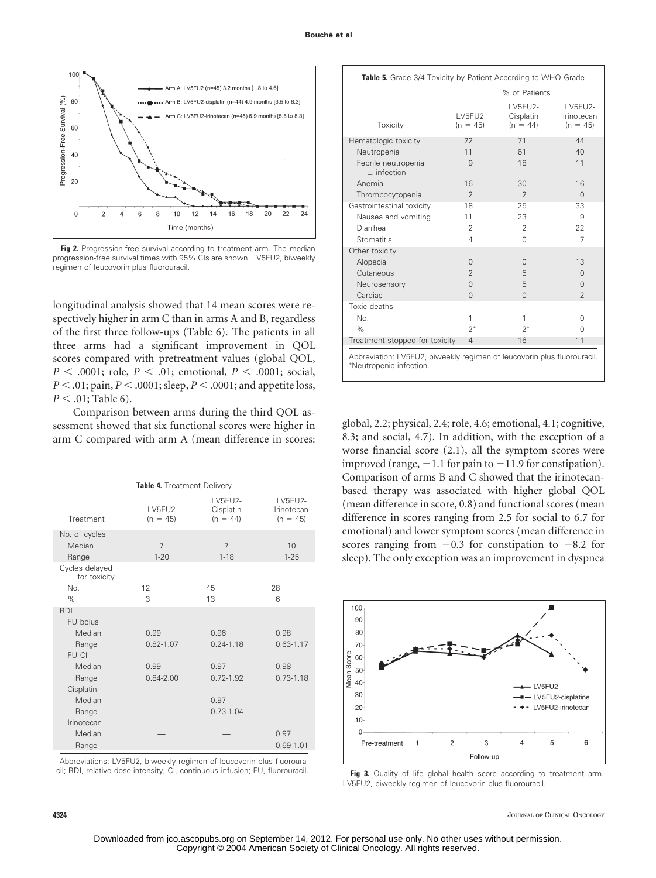Fig 2. Progression-free survival according to treatment arm. The median progression-free survival times with 95% CIs are shown. LV5FU2, biweekly regimen of leucovorin plus fluorouracil.

longitudinal analysis showed that 14 mean scores were respectively higher in arm C than in arms A and B, regardless of the first three follow-ups (Table 6). The patients in all three arms had a significant improvement in QOL scores compared with pretreatment values (global QOL, $P < .0001$; role, $P < .01$; emotional, $P < .0001$; social, $P < .01$; pain, $P < .0001$; sleep, $P < .0001$; and appetite loss, $P < .01$; Table 6).

Comparison between arms during the third QOL assessment showed that six functional scores were higher in arm C compared with arm A (mean difference in scores: global, 2.2; physical, 2.4; role, 4.6; emotional, 4.1; cognitive, 8.3; and social, 4.7). In addition, with the exception of a worse financial score (2.1), all the symptom scores were improved (range, −1.1 for pain to −11.9 for constipation). Comparison of arms B and C showed that the irinotecan-based therapy was associated with higher global QOL (mean difference in score, 0.8) and functional scores (mean difference in scores ranging from 2.5 for social to 6.7 for emotional) and lower symptom scores (mean difference in scores ranging from −0.3 for constipation to −8.2 for sleep). The only exception was an improvement in dyspnea

**Table 4.** Treatment Delivery

| Treatment | LV5FU2 (n = 45) | LV5FU2-Cisplatin (n = 44) | LV5FU2-Irinotecan (n = 45) |
|---|---|---|---|
| No. of cycles | | | |
| Median | 7 | 7 | 10 |
| Range | 1-20 | 1-18 | 1-25 |
| Cycles delayed for toxicity | | | |
| No. | 12 | 45 | 28 |
| % | 3 | 13 | 6 |
| RDI | | | |
| FU bolus | | | |
| Median | 0.99 | 0.96 | 0.98 |
| Range | 0.82-1.07 | 0.24-1.18 | 0.63-1.17 |
| FU CI | | | |
| Median | 0.99 | 0.97 | 0.98 |
| Range | 0.84-2.00 | 0.72-1.92 | 0.73-1.18 |
| Cisplatin | | | |
| Median | — | 0.97 | — |
| Range | — | 0.73-1.04 | — |
| Irinotecan | | | |
| Median | — | — | 0.97 |
| Range | — | — | 0.69-1.01 |

Abbreviations: LV5FU2, biweekly regimen of leucovorin plus fluorouracil; RDI, relative dose-intensity; CI, continuous infusion; FU, fluorouracil.

**Table 5.** Grade 3/4 Toxicity by Patient According to WHO Grade

| Toxicity | % of Patients LV5FU2 (n = 45) | LV5FU2-Cisplatin (n = 44) | LV5FU2-Irinotecan (n = 45) |
|---|---|---|---|
| Hematologic toxicity | 22 | 71 | 44 |
| Neutropenia | 11 | 61 | 40 |
| Febrile neutropenia ± infection | 9 | 18 | 11 |
| Anemia | 16 | 30 | 16 |
| Thrombocytopenia | 2 | 2 | 0 |
| Gastrointestinal toxicity | 18 | 25 | 33 |
| Nausea and vomiting | 11 | 23 | 9 |
| Diarrhea | 2 | 2 | 22 |
| Stomatitis | 4 | 0 | 7 |
| Other toxicity | | | |
| Alopecia | 0 | 0 | 13 |
| Cutaneous | 2 | 5 | 0 |
| Neurosensory | 0 | 5 | 0 |
| Cardiac | 0 | 0 | 2 |
| Toxic deaths | | | |
| No. | 1 | 1 | 0 |
| % | 2* | 2* | 0 |
| Treatment stopped for toxicity | 4 | 16 | 11 |

Abbreviation: LV5FU2, biweekly regimen of leucovorin plus fluorouracil.
*Neutropenic infection.

Fig 3. Quality of life global health score according to treatment arm. LV5FU2, biweekly regimen of leucovorin plus fluorouracil.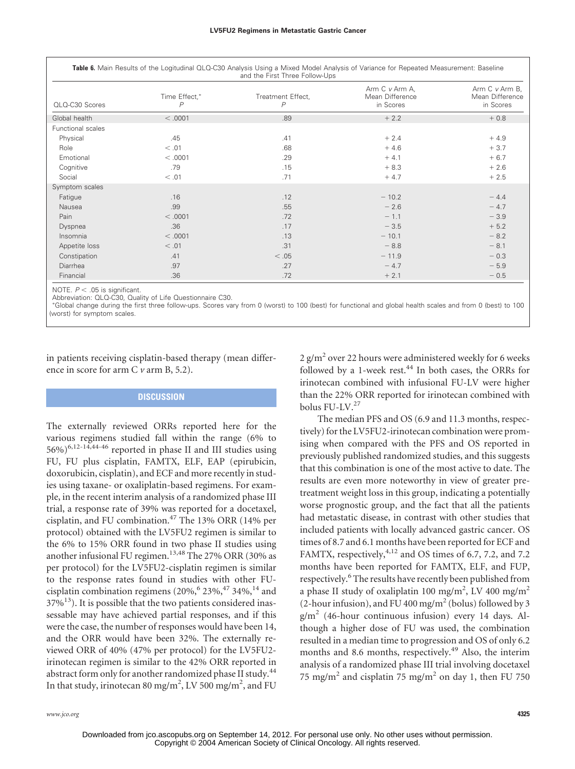**Table 6.** Main Results of the Logitudinal QLQ-C30 Analysis Using a Mixed Model Analysis of Variance for Repeated Measurement: Baseline and the First Three Follow-Ups

| QLQ-C30 Scores | Time Effect,* P | Treatment Effect, P | Arm C v Arm A, Mean Difference in Scores | Arm C v Arm B, Mean Difference in Scores |
|---|---|---|---|---|
| Global health | < .0001 | .89 | + 2.2 | + 0.8 |
| Functional scales | | | | |
| Physical | .45 | .41 | + 2.4 | + 4.9 |
| Role | < .01 | .68 | + 4.6 | + 3.7 |
| Emotional | < .0001 | .29 | + 4.1 | + 6.7 |
| Cognitive | .79 | .15 | + 8.3 | + 2.6 |
| Social | < .01 | .71 | + 4.7 | + 2.5 |
| Symptom scales | | | | |
| Fatigue | .16 | .12 | − 10.2 | − 4.4 |
| Nausea | .99 | .55 | − 2.6 | − 4.7 |
| Pain | < .0001 | .72 | − 1.1 | − 3.9 |
| Dyspnea | .36 | .17 | − 3.5 | + 5.2 |
| Insomnia | < .0001 | .13 | − 10.1 | − 8.2 |
| Appetite loss | < .01 | .31 | − 8.8 | − 8.1 |
| Constipation | .41 | < .05 | − 11.9 | − 0.3 |
| Diarrhea | .97 | .27 | − 4.7 | − 5.9 |
| Financial | .36 | .72 | + 2.1 | − 0.5 |

NOTE. $P < .05$ is significant.
Abbreviation: QLQ-C30, Quality of Life Questionnaire C30.
*Global change during the first three follow-ups. Scores vary from 0 (worst) to 100 (best) for functional and global health scales and from 0 (best) to 100 (worst) for symptom scales.

in patients receiving cisplatin-based therapy (mean difference in score for arm C *v* arm B, 5.2).

## DISCUSSION

The externally reviewed ORRs reported here for the various regimens studied fall within the range (6% to 56%)[6,12-14,44-46] reported in phase II and III studies using FU, FU plus cisplatin, FAMTX, ELF, EAP (epirubicin, doxorubicin, cisplatin), and ECF and more recently in studies using taxane- or oxaliplatin-based regimens. For example, in the recent interim analysis of a randomized phase III trial, a response rate of 39% was reported for a docetaxel, cisplatin, and FU combination.[47] The 13% ORR (14% per protocol) obtained with the LV5FU2 regimen is similar to the 6% to 15% ORR found in two phase II studies using another infusional FU regimen.[13,48] The 27% ORR (30% as per protocol) for the LV5FU2-cisplatin regimen is similar to the response rates found in studies with other FU-cisplatin combination regimens (20%,[6] 23%,[47] 34%,[14] and 37%[13]). It is possible that the two patients considered inassessable may have achieved partial responses, and if this were the case, the number of responses would have been 14, and the ORR would have been 32%. The externally reviewed ORR of 40% (47% per protocol) for the LV5FU2-irinotecan regimen is similar to the 42% ORR reported in abstract form only for another randomized phase II study.[44] In that study, irinotecan 80 mg/m$^2$, LV 500 mg/m$^2$, and FU 2 g/m$^2$ over 22 hours were administered weekly for 6 weeks followed by a 1-week rest.[44] In both cases, the ORRs for irinotecan combined with infusional FU-LV were higher than the 22% ORR reported for irinotecan combined with bolus FU-LV.[27]

The median PFS and OS (6.9 and 11.3 months, respectively) for the LV5FU2-irinotecan combination were promising when compared with the PFS and OS reported in previously published randomized studies, and this suggests that this combination is one of the most active to date. The results are even more noteworthy in view of greater pretreatment weight loss in this group, indicating a potentially worse prognostic group, and the fact that all the patients had metastatic disease, in contrast with other studies that included patients with locally advanced gastric cancer. OS times of 8.7 and 6.1 months have been reported for ECF and FAMTX, respectively,[4,12] and OS times of 6.7, 7.2, and 7.2 months have been reported for FAMTX, ELF, and FUP, respectively.[6] The results have recently been published from a phase II study of oxaliplatin 100 mg/m$^2$, LV 400 mg/m$^2$ (2-hour infusion), and FU 400 mg/m$^2$ (bolus) followed by 3 g/m$^2$ (46-hour continuous infusion) every 14 days. Although a higher dose of FU was used, the combination resulted in a median time to progression and OS of only 6.2 months and 8.6 months, respectively.[49] Also, the interim analysis of a randomized phase III trial involving docetaxel 75 mg/m$^2$ and cisplatin 75 mg/m$^2$ on day 1, then FU 750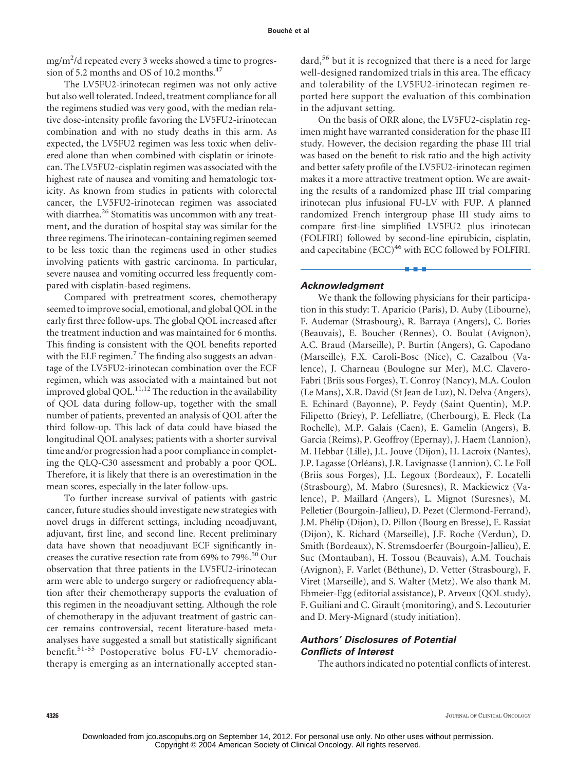mg/m$^2$/d repeated every 3 weeks showed a time to progression of 5.2 months and OS of 10.2 months.[47]

The LV5FU2-irinotecan regimen was not only active but also well tolerated. Indeed, treatment compliance for all the regimens studied was very good, with the median relative dose-intensity profile favoring the LV5FU2-irinotecan combination and with no study deaths in this arm. As expected, the LV5FU2 regimen was less toxic when delivered alone than when combined with cisplatin or irinotecan. The LV5FU2-cisplatin regimen was associated with the highest rate of nausea and vomiting and hematologic toxicity. As known from studies in patients with colorectal cancer, the LV5FU2-irinotecan regimen was associated with diarrhea.[26] Stomatitis was uncommon with any treatment, and the duration of hospital stay was similar for the three regimens. The irinotecan-containing regimen seemed to be less toxic than the regimens used in other studies involving patients with gastric carcinoma. In particular, severe nausea and vomiting occurred less frequently compared with cisplatin-based regimens.

Compared with pretreatment scores, chemotherapy seemed to improve social, emotional, and global QOL in the early first three follow-ups. The global QOL increased after the treatment induction and was maintained for 6 months. This finding is consistent with the QOL benefits reported with the ELF regimen.[7] The finding also suggests an advantage of the LV5FU2-irinotecan combination over the ECF regimen, which was associated with a maintained but not improved global QOL.[11,12] The reduction in the availability of QOL data during follow-up, together with the small number of patients, prevented an analysis of QOL after the third follow-up. This lack of data could have biased the longitudinal QOL analyses; patients with a shorter survival time and/or progression had a poor compliance in completing the QLQ-C30 assessment and probably a poor QOL. Therefore, it is likely that there is an overestimation in the mean scores, especially in the later follow-ups.

To further increase survival of patients with gastric cancer, future studies should investigate new strategies with novel drugs in different settings, including neoadjuvant, adjuvant, first line, and second line. Recent preliminary data have shown that neoadjuvant ECF significantly increases the curative resection rate from 69% to 79%.[50] Our observation that three patients in the LV5FU2-irinotecan arm were able to undergo surgery or radiofrequency ablation after their chemotherapy supports the evaluation of this regimen in the neoadjuvant setting. Although the role of chemotherapy in the adjuvant treatment of gastric cancer remains controversial, recent literature-based meta-analyses have suggested a small but statistically significant benefit.[51-55] Postoperative bolus FU-LV chemoradiotherapy is emerging as an internationally accepted standard,[56] but it is recognized that there is a need for large well-designed randomized trials in this area. The efficacy and tolerability of the LV5FU2-irinotecan regimen reported here support the evaluation of this combination in the adjuvant setting.

On the basis of ORR alone, the LV5FU2-cisplatin regimen might have warranted consideration for the phase III study. However, the decision regarding the phase III trial was based on the benefit to risk ratio and the high activity and better safety profile of the LV5FU2-irinotecan regimen makes it a more attractive treatment option. We are awaiting the results of a randomized phase III trial comparing irinotecan plus infusional FU-LV with FUP. A planned randomized French intergroup phase III study aims to compare first-line simplified LV5FU2 plus irinotecan (FOLFIRI) followed by second-line epirubicin, cisplatin, and capecitabine (ECC)[46] with ECC followed by FOLFIRI.

## Acknowledgment

We thank the following physicians for their participation in this study: T. Aparicio (Paris), D. Auby (Libourne), F. Audemar (Strasbourg), R. Barraya (Angers), C. Bories (Beauvais), E. Boucher (Rennes), O. Boulat (Avignon), A.C. Braud (Marseille), P. Burtin (Angers), G. Capodano (Marseille), F.X. Caroli-Bosc (Nice), C. Cazalbou (Valence), J. Charneau (Boulogne sur Mer), M.C. Clavero-Fabri (Briis sous Forges), T. Conroy (Nancy), M.A. Coulon (Le Mans), X.R. David (St Jean de Luz), N. Delva (Angers), E. Echinard (Bayonne), P. Feydy (Saint Quentin), M.P. Filipetto (Briey), P. Lefelliatre, (Cherbourg), E. Fleck (La Rochelle), M.P. Galais (Caen), E. Gamelin (Angers), B. Garcia (Reims), P. Geoffroy (Epernay), J. Haem (Lannion), M. Hebbar (Lille), J.L. Jouve (Dijon), H. Lacroix (Nantes), J.P. Lagasse (Orléans), J.R. Lavignasse (Lannion), C. Le Foll (Briis sous Forges), J.L. Legoux (Bordeaux), F. Locatelli (Strasbourg), M. Mabro (Suresnes), R. Mackiewicz (Valence), P. Maillard (Angers), L. Mignot (Suresnes), M. Pelletier (Bourgoin-Jallieu), D. Pezet (Clermond-Ferrand), J.M. Phélip (Dijon), D. Pillon (Bourg en Bresse), E. Rassiat (Dijon), K. Richard (Marseille), J.F. Roche (Verdun), D. Smith (Bordeaux), N. Stremsdoerfer (Bourgoin-Jallieu), E. Suc (Montauban), H. Tossou (Beauvais), A.M. Touchais (Avignon), F. Varlet (Béthune), D. Vetter (Strasbourg), F. Viret (Marseille), and S. Walter (Metz). We also thank M. Ebmeier-Egg (editorial assistance), P. Arveux (QOL study), F. Guiliani and C. Girault (monitoring), and S. Lecouturier and D. Mery-Mignard (study initiation).

## Authors' Disclosures of Potential Conflicts of Interest

The authors indicated no potential conflicts of interest.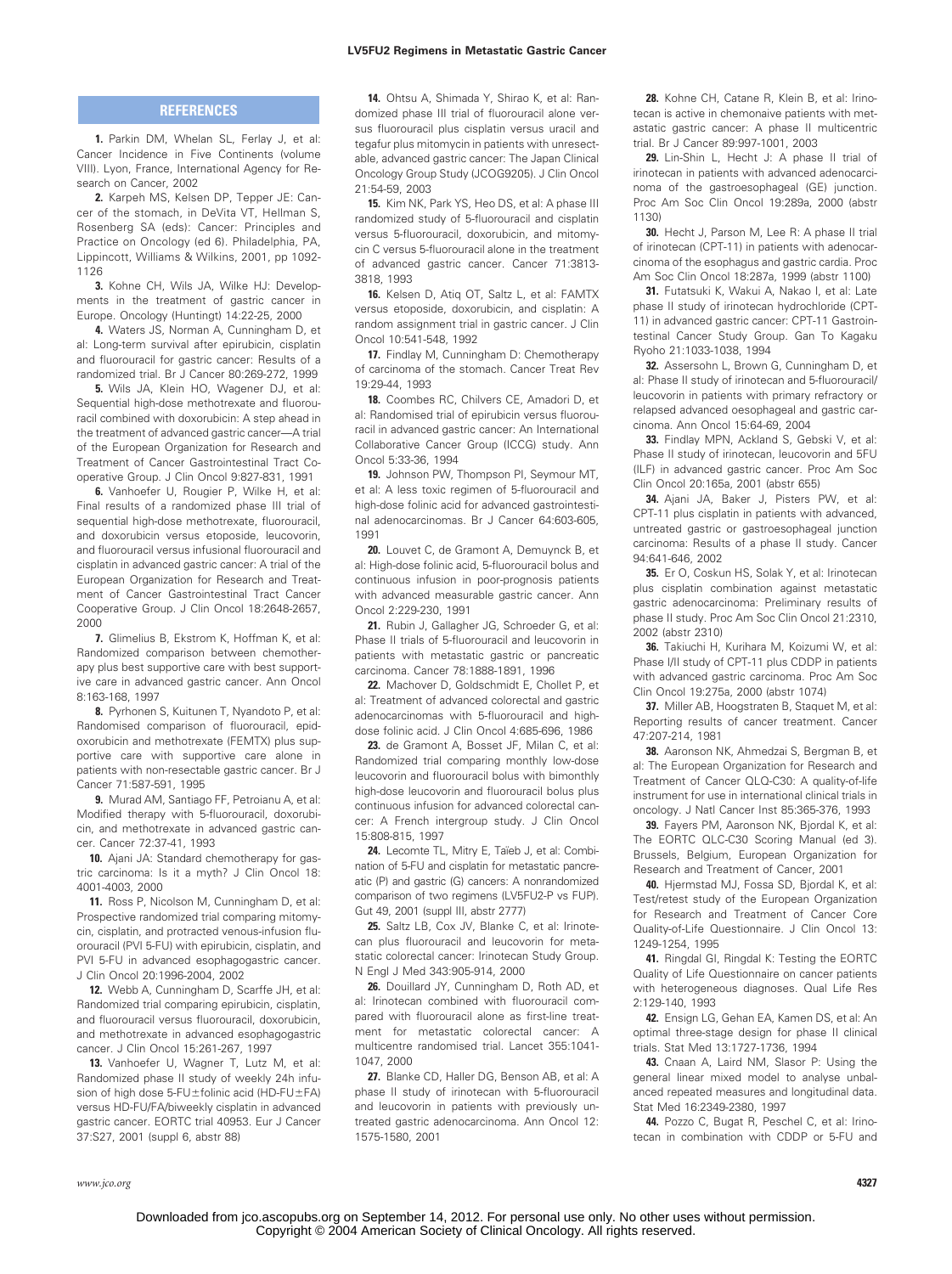## REFERENCES

**1.** Parkin DM, Whelan SL, Ferlay J, et al: Cancer Incidence in Five Continents (volume VIII). Lyon, France, International Agency for Research on Cancer, 2002

**2.** Karpeh MS, Kelsen DP, Tepper JE: Cancer of the stomach, in DeVita VT, Hellman S, Rosenberg SA (eds): Cancer: Principles and Practice on Oncology (ed 6). Philadelphia, PA, Lippincott, Williams & Wilkins, 2001, pp 1092-1126

**3.** Kohne CH, Wils JA, Wilke HJ: Developments in the treatment of gastric cancer in Europe. Oncology (Huntingt) 14:22-25, 2000

**4.** Waters JS, Norman A, Cunningham D, et al: Long-term survival after epirubicin, cisplatin and fluorouracil for gastric cancer: Results of a randomized trial. Br J Cancer 80:269-272, 1999

**5.** Wils JA, Klein HO, Wagener DJ, et al: Sequential high-dose methotrexate and fluorouracil combined with doxorubicin: A step ahead in the treatment of advanced gastric cancer—A trial of the European Organization for Research and Treatment of Cancer Gastrointestinal Tract Cooperative Group. J Clin Oncol 9:827-831, 1991

**6.** Vanhoefer U, Rougier P, Wilke H, et al: Final results of a randomized phase III trial of sequential high-dose methotrexate, fluorouracil, and doxorubicin versus etoposide, leucovorin, and fluorouracil versus infusional fluorouracil and cisplatin in advanced gastric cancer: A trial of the European Organization for Research and Treatment of Cancer Gastrointestinal Tract Cancer Cooperative Group. J Clin Oncol 18:2648-2657, 2000

**7.** Glimelius B, Ekstrom K, Hoffman K, et al: Randomized comparison between chemotherapy plus best supportive care with best supportive care in advanced gastric cancer. Ann Oncol 8:163-168, 1997

**8.** Pyrhonen S, Kuitunen T, Nyandoto P, et al: Randomised comparison of fluorouracil, epidoxorubicin and methotrexate (FEMTX) plus supportive care with supportive care alone in patients with non-resectable gastric cancer. Br J Cancer 71:587-591, 1995

**9.** Murad AM, Santiago FF, Petroianu A, et al: Modified therapy with 5-fluorouracil, doxorubicin, and methotrexate in advanced gastric cancer. Cancer 72:37-41, 1993

**10.** Ajani JA: Standard chemotherapy for gastric carcinoma: Is it a myth? J Clin Oncol 18: 4001-4003, 2000

**11.** Ross P, Nicolson M, Cunningham D, et al: Prospective randomized trial comparing mitomycin, cisplatin, and protracted venous-infusion fluorouracil (PVI 5-FU) with epirubicin, cisplatin, and PVI 5-FU in advanced esophagogastric cancer. J Clin Oncol 20:1996-2004, 2002

**12.** Webb A, Cunningham D, Scarffe JH, et al: Randomized trial comparing epirubicin, cisplatin, and fluorouracil versus fluorouracil, doxorubicin, and methotrexate in advanced esophagogastric cancer. J Clin Oncol 15:261-267, 1997

**13.** Vanhoefer U, Wagner T, Lutz M, et al: Randomized phase II study of weekly 24h infusion of high dose 5-FU±folinic acid (HD-FU±FA) versus HD-FU/FA/biweekly cisplatin in advanced gastric cancer. EORTC trial 40953. Eur J Cancer 37:S27, 2001 (suppl 6, abstr 88)

**14.** Ohtsu A, Shimada Y, Shirao K, et al: Randomized phase III trial of fluorouracil alone versus fluorouracil plus cisplatin versus uracil and tegafur plus mitomycin in patients with unresectable, advanced gastric cancer: The Japan Clinical Oncology Group Study (JCOG9205). J Clin Oncol 21:54-59, 2003

**15.** Kim NK, Park YS, Heo DS, et al: A phase III randomized study of 5-fluorouracil and cisplatin versus 5-fluorouracil, doxorubicin, and mitomycin C versus 5-fluorouracil alone in the treatment of advanced gastric cancer. Cancer 71:3813-3818, 1993

**16.** Kelsen D, Atiq OT, Saltz L, et al: FAMTX versus etoposide, doxorubicin, and cisplatin: A random assignment trial in gastric cancer. J Clin Oncol 10:541-548, 1992

**17.** Findlay M, Cunningham D: Chemotherapy of carcinoma of the stomach. Cancer Treat Rev 19:29-44, 1993

**18.** Coombes RC, Chilvers CE, Amadori D, et al: Randomised trial of epirubicin versus fluorouracil in advanced gastric cancer: An International Collaborative Cancer Group (ICCG) study. Ann Oncol 5:33-36, 1994

**19.** Johnson PW, Thompson PI, Seymour MT, et al: A less toxic regimen of 5-fluorouracil and high-dose folinic acid for advanced gastrointestinal adenocarcinomas. Br J Cancer 64:603-605, 1991

**20.** Louvet C, de Gramont A, Demuynck B, et al: High-dose folinic acid, 5-fluorouracil bolus and continuous infusion in poor-prognosis patients with advanced measurable gastric cancer. Ann Oncol 2:229-230, 1991

**21.** Rubin J, Gallagher JG, Schroeder G, et al: Phase II trials of 5-fluorouracil and leucovorin in patients with metastatic gastric or pancreatic carcinoma. Cancer 78:1888-1891, 1996

**22.** Machover D, Goldschmidt E, Chollet P, et al: Treatment of advanced colorectal and gastric adenocarcinomas with 5-fluorouracil and high-dose folinic acid. J Clin Oncol 4:685-696, 1986

**23.** de Gramont A, Bosset JF, Milan C, et al: Randomized trial comparing monthly low-dose leucovorin and fluorouracil bolus with bimonthly high-dose leucovorin and fluorouracil bolus plus continuous infusion for advanced colorectal cancer: A French intergroup study. J Clin Oncol 15:808-815, 1997

**24.** Lecomte TL, Mitry E, Taïeb J, et al: Combination of 5-FU and cisplatin for metastatic pancreatic (P) and gastric (G) cancers: A nonrandomized comparison of two regimens (LV5FU2-P vs FUP). Gut 49, 2001 (suppl III, abstr 2777)

**25.** Saltz LB, Cox JV, Blanke C, et al: Irinotecan plus fluorouracil and leucovorin for metastatic colorectal cancer: Irinotecan Study Group. N Engl J Med 343:905-914, 2000

**26.** Douillard JY, Cunningham D, Roth AD, et al: Irinotecan combined with fluorouracil compared with fluorouracil alone as first-line treatment for metastatic colorectal cancer: A multicentre randomised trial. Lancet 355:1041-1047, 2000

**27.** Blanke CD, Haller DG, Benson AB, et al: A phase II study of irinotecan with 5-fluorouracil and leucovorin in patients with previously untreated gastric adenocarcinoma. Ann Oncol 12: 1575-1580, 2001

**28.** Kohne CH, Catane R, Klein B, et al: Irinotecan is active in chemonaive patients with metastatic gastric cancer: A phase II multicentric trial. Br J Cancer 89:997-1001, 2003

**29.** Lin-Shin L, Hecht J: A phase II trial of irinotecan in patients with advanced adenocarcinoma of the gastroesophageal (GE) junction. Proc Am Soc Clin Oncol 19:289a, 2000 (abstr 1130)

**30.** Hecht J, Parson M, Lee R: A phase II trial of irinotecan (CPT-11) in patients with adenocarcinoma of the esophagus and gastric cardia. Proc Am Soc Clin Oncol 18:287a, 1999 (abstr 1100)

**31.** Futatsuki K, Wakui A, Nakao I, et al: Late phase II study of irinotecan hydrochloride (CPT-11) in advanced gastric cancer: CPT-11 Gastrointestinal Cancer Study Group. Gan To Kagaku Ryoho 21:1033-1038, 1994

**32.** Assersohn L, Brown G, Cunningham D, et al: Phase II study of irinotecan and 5-fluorouracil/leucovorin in patients with primary refractory or relapsed advanced oesophageal and gastric carcinoma. Ann Oncol 15:64-69, 2004

**33.** Findlay MPN, Ackland S, Gebski V, et al: Phase II study of irinotecan, leucovorin and 5FU (ILF) in advanced gastric cancer. Proc Am Soc Clin Oncol 20:165a, 2001 (abstr 655)

**34.** Ajani JA, Baker J, Pisters PW, et al: CPT-11 plus cisplatin in patients with advanced, untreated gastric or gastroesophageal junction carcinoma: Results of a phase II study. Cancer 94:641-646, 2002

**35.** Er O, Coskun HS, Solak Y, et al: Irinotecan plus cisplatin combination against metastatic gastric adenocarcinoma: Preliminary results of phase II study. Proc Am Soc Clin Oncol 21:2310, 2002 (abstr 2310)

**36.** Takiuchi H, Kurihara M, Koizumi W, et al: Phase I/II study of CPT-11 plus CDDP in patients with advanced gastric carcinoma. Proc Am Soc Clin Oncol 19:275a, 2000 (abstr 1074)

**37.** Miller AB, Hoogstraten B, Staquet M, et al: Reporting results of cancer treatment. Cancer 47:207-214, 1981

**38.** Aaronson NK, Ahmedzai S, Bergman B, et al: The European Organization for Research and Treatment of Cancer QLQ-C30: A quality-of-life instrument for use in international clinical trials in oncology. J Natl Cancer Inst 85:365-376, 1993

**39.** Fayers PM, Aaronson NK, Bjordal K, et al: The EORTC QLC-C30 Scoring Manual (ed 3). Brussels, Belgium, European Organization for Research and Treatment of Cancer, 2001

**40.** Hjermstad MJ, Fossa SD, Bjordal K, et al: Test/retest study of the European Organization for Research and Treatment of Cancer Core Quality-of-Life Questionnaire. J Clin Oncol 13: 1249-1254, 1995

**41.** Ringdal GI, Ringdal K: Testing the EORTC Quality of Life Questionnaire on cancer patients with heterogeneous diagnoses. Qual Life Res 2:129-140, 1993

**42.** Ensign LG, Gehan EA, Kamen DS, et al: An optimal three-stage design for phase II clinical trials. Stat Med 13:1727-1736, 1994

**43.** Cnaan A, Laird NM, Slasor P: Using the general linear mixed model to analyse unbalanced repeated measures and longitudinal data. Stat Med 16:2349-2380, 1997

**44.** Pozzo C, Bugat R, Peschel C, et al: Irinotecan in combination with CDDP or 5-FU and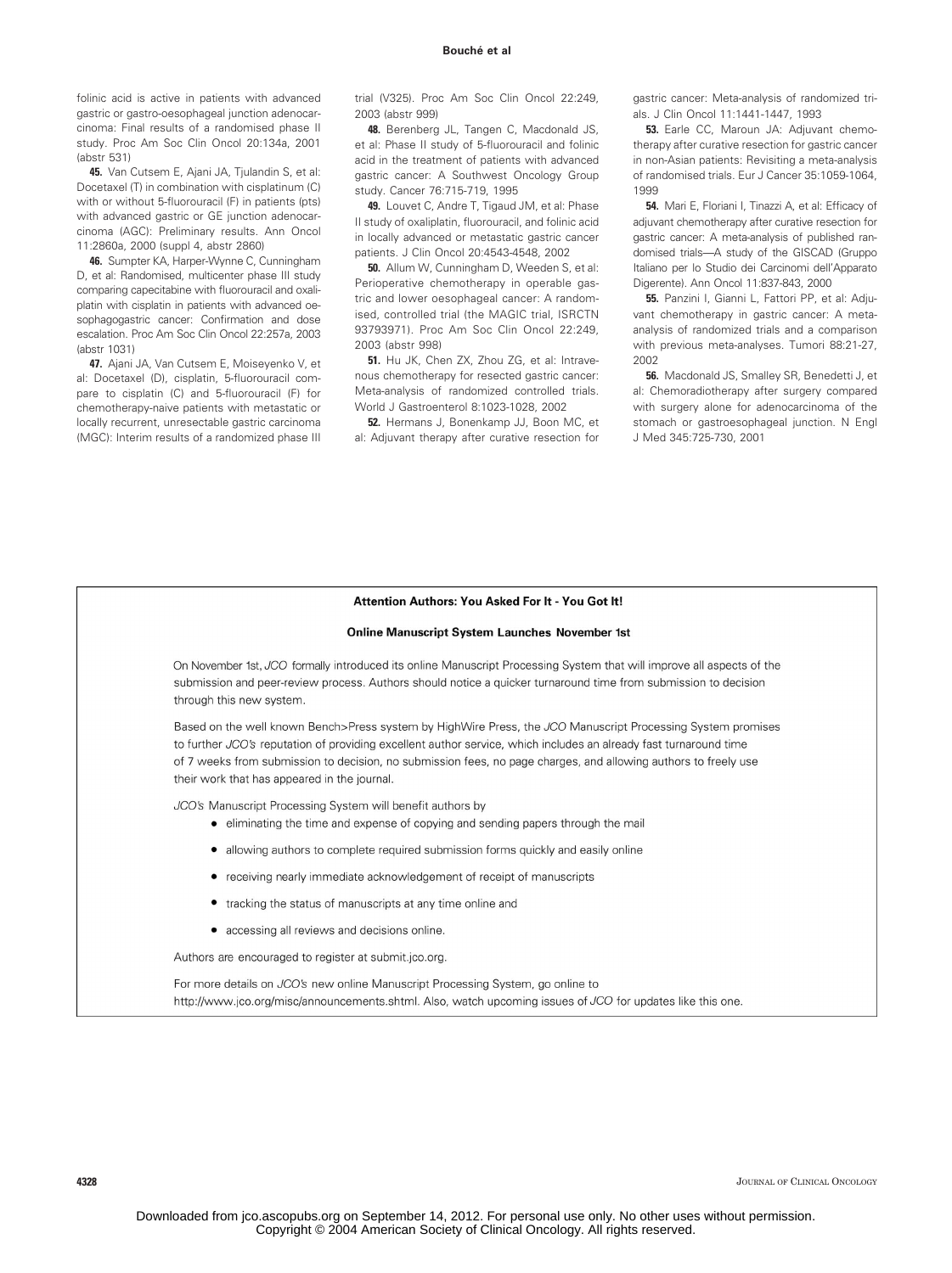folinic acid is active in patients with advanced gastric or gastro-oesophageal junction adenocarcinoma: Final results of a randomised phase II study. Proc Am Soc Clin Oncol 20:134a, 2001 (abstr 531)

**45.** Van Cutsem E, Ajani JA, Tjulandin S, et al: Docetaxel (T) in combination with cisplatinum (C) with or without 5-fluorouracil (F) in patients (pts) with advanced gastric or GE junction adenocarcinoma (AGC): Preliminary results. Ann Oncol 11:2860a, 2000 (suppl 4, abstr 2860)

**46.** Sumpter KA, Harper-Wynne C, Cunningham D, et al: Randomised, multicenter phase III study comparing capecitabine with fluorouracil and oxaliplatin with cisplatin in patients with advanced oesophagogastric cancer: Confirmation and dose escalation. Proc Am Soc Clin Oncol 22:257a, 2003 (abstr 1031)

**47.** Ajani JA, Van Cutsem E, Moiseyenko V, et al: Docetaxel (D), cisplatin, 5-fluorouracil compare to cisplatin (C) and 5-fluorouracil (F) for chemotherapy-naive patients with metastatic or locally recurrent, unresectable gastric carcinoma (MGC): Interim results of a randomized phase III trial (V325). Proc Am Soc Clin Oncol 22:249, 2003 (abstr 999)

**48.** Berenberg JL, Tangen C, Macdonald JS, et al: Phase II study of 5-fluorouracil and folinic acid in the treatment of patients with advanced gastric cancer: A Southwest Oncology Group study. Cancer 76:715-719, 1995

**49.** Louvet C, Andre T, Tigaud JM, et al: Phase II study of oxaliplatin, fluorouracil, and folinic acid in locally advanced or metastatic gastric cancer patients. J Clin Oncol 20:4543-4548, 2002

**50.** Allum W, Cunningham D, Weeden S, et al: Perioperative chemotherapy in operable gastric and lower oesophageal cancer: A randomised, controlled trial (the MAGIC trial, ISRCTN 93793971). Proc Am Soc Clin Oncol 22:249, 2003 (abstr 998)

**51.** Hu JK, Chen ZX, Zhou ZG, et al: Intravenous chemotherapy for resected gastric cancer: Meta-analysis of randomized controlled trials. World J Gastroenterol 8:1023-1028, 2002

**52.** Hermans J, Bonenkamp JJ, Boon MC, et al: Adjuvant therapy after curative resection for gastric cancer: Meta-analysis of randomized trials. J Clin Oncol 11:1441-1447, 1993

**53.** Earle CC, Maroun JA: Adjuvant chemotherapy after curative resection for gastric cancer in non-Asian patients: Revisiting a meta-analysis of randomised trials. Eur J Cancer 35:1059-1064, 1999

**54.** Mari E, Floriani I, Tinazzi A, et al: Efficacy of adjuvant chemotherapy after curative resection for gastric cancer: A meta-analysis of published randomised trials—A study of the GISCAD (Gruppo Italiano per lo Studio dei Carcinomi dell'Apparato Digerente). Ann Oncol 11:837-843, 2000

**55.** Panzini I, Gianni L, Fattori PP, et al: Adjuvant chemotherapy in gastric cancer: A meta-analysis of randomized trials and a comparison with previous meta-analyses. Tumori 88:21-27, 2002

**56.** Macdonald JS, Smalley SR, Benedetti J, et al: Chemoradiotherapy after surgery compared with surgery alone for adenocarcinoma of the stomach or gastroesophageal junction. N Engl J Med 345:725-730, 2001

---

**Attention Authors: You Asked For It - You Got It!**

**Online Manuscript System Launches November 1st**

On November 1st, *JCO* formally introduced its online Manuscript Processing System that will improve all aspects of the submission and peer-review process. Authors should notice a quicker turnaround time from submission to decision through this new system.

Based on the well known Bench>Press system by HighWire Press, the *JCO* Manuscript Processing System promises to further *JCO's* reputation of providing excellent author service, which includes an already fast turnaround time of 7 weeks from submission to decision, no submission fees, no page charges, and allowing authors to freely use their work that has appeared in the journal.

*JCO's* Manuscript Processing System will benefit authors by

- eliminating the time and expense of copying and sending papers through the mail
- allowing authors to complete required submission forms quickly and easily online
- receiving nearly immediate acknowledgement of receipt of manuscripts
- tracking the status of manuscripts at any time online and
- accessing all reviews and decisions online.

Authors are encouraged to register at submit.jco.org.

For more details on *JCO's* new online Manuscript Processing System, go online to http://www.jco.org/misc/announcements.shtml. Also, watch upcoming issues of *JCO* for updates like this one.